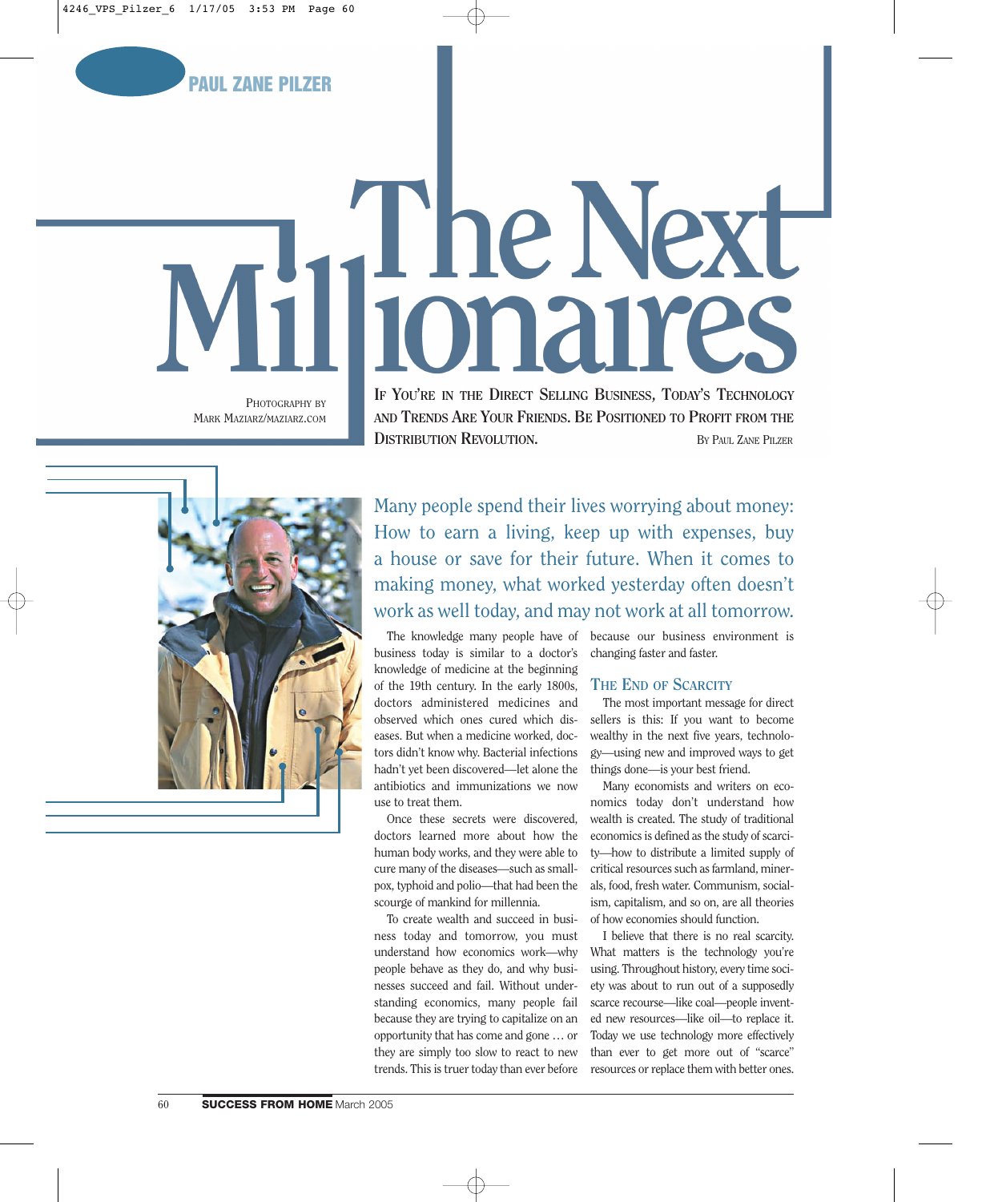PAUL ZANE PILZER

# The Next Millionaires

Photography by Mark Maziarz/maziarz.com

**If You're in the Direct Selling Business, Today's Technology and Trends Are Your Friends. Be Positioned to Profit from the Distribution Revolution.**

By Paul Zane Pilzer

Many people spend their lives worrying about money: How to earn a living, keep up with expenses, buy a house or save for their future. When it comes to making money, what worked yesterday often doesn't work as well today, and may not work at all tomorrow.

The knowledge many people have of business today is similar to a doctor's knowledge of medicine at the beginning of the 19th century. In the early 1800s, doctors administered medicines and observed which ones cured which diseases. But when a medicine worked, doctors didn't know why. Bacterial infections hadn't yet been discovered—let alone the antibiotics and immunizations we now use to treat them.

Once these secrets were discovered, doctors learned more about how the human body works, and they were able to cure many of the diseases—such as smallpox, typhoid and polio—that had been the scourge of mankind for millennia.

To create wealth and succeed in business today and tomorrow, you must understand how economics work—why people behave as they do, and why businesses succeed and fail. Without understanding economics, many people fail because they are trying to capitalize on an opportunity that has come and gone … or they are simply too slow to react to new trends. This is truer today than ever before because our business environment is changing faster and faster.

## The End of Scarcity

The most important message for direct sellers is this: If you want to become wealthy in the next five years, technology—using new and improved ways to get things done—is your best friend.

Many economists and writers on economics today don't understand how wealth is created. The study of traditional economics is defined as the study of scarcity—how to distribute a limited supply of critical resources such as farmland, minerals, food, fresh water. Communism, socialism, capitalism, and so on, are all theories of how economies should function.

I believe that there is no real scarcity. What matters is the technology you're using. Throughout history, every time society was about to run out of a supposedly scarce recourse—like coal—people invented new resources—like oil—to replace it. Today we use technology more effectively than ever to get more out of "scarce" resources or replace them with better ones.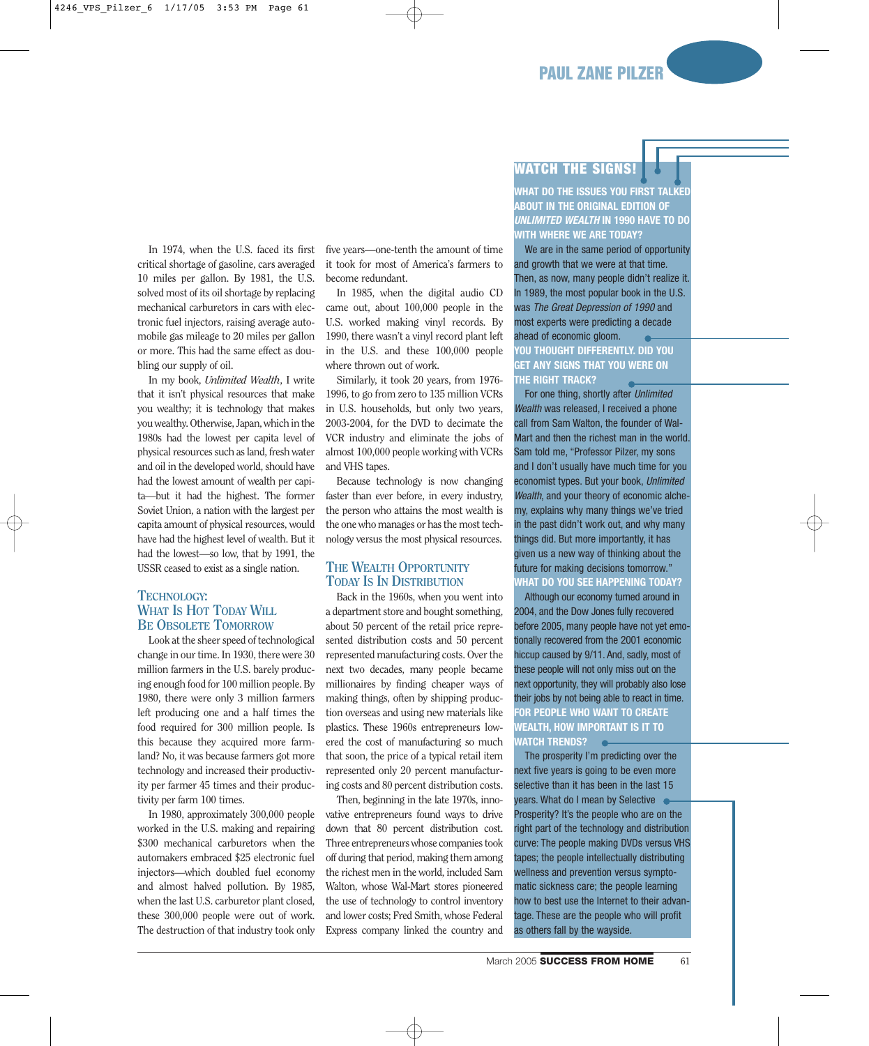In 1974, when the U.S. faced its first critical shortage of gasoline, cars averaged 10 miles per gallon. By 1981, the U.S. solved most of its oil shortage by replacing mechanical carburetors in cars with electronic fuel injectors, raising average automobile gas mileage to 20 miles per gallon or more. This had the same effect as doubling our supply of oil.

In my book, *Unlimited Wealth*, I write that it isn't physical resources that make you wealthy; it is technology that makes you wealthy. Otherwise, Japan, which in the 1980s had the lowest per capita level of physical resources such as land, fresh water and oil in the developed world, should have had the lowest amount of wealth per capita—but it had the highest. The former Soviet Union, a nation with the largest per capita amount of physical resources, would have had the highest level of wealth. But it had the lowest—so low, that by 1991, the USSR ceased to exist as a single nation.

## Technology: What Is Hot Today Will Be Obsolete Tomorrow

Look at the sheer speed of technological change in our time. In 1930, there were 30 million farmers in the U.S. barely producing enough food for 100 million people. By 1980, there were only 3 million farmers left producing one and a half times the food required for 300 million people. Is this because they acquired more farmland? No, it was because farmers got more technology and increased their productivity per farmer 45 times and their productivity per farm 100 times.

In 1980, approximately 300,000 people worked in the U.S. making and repairing $300 mechanical carburetors when the automakers embraced $25 electronic fuel injectors—which doubled fuel economy and almost halved pollution. By 1985, when the last U.S. carburetor plant closed, these 300,000 people were out of work. The destruction of that industry took only five years—one-tenth the amount of time it took for most of America's farmers to become redundant.

In 1985, when the digital audio CD came out, about 100,000 people in the U.S. worked making vinyl records. By 1990, there wasn't a vinyl record plant left in the U.S. and these 100,000 people where thrown out of work.

Similarly, it took 20 years, from 1976-1996, to go from zero to 135 million VCRs in U.S. households, but only two years, 2003-2004, for the DVD to decimate the VCR industry and eliminate the jobs of almost 100,000 people working with VCRs and VHS tapes.

Because technology is now changing faster than ever before, in every industry, the person who attains the most wealth is the one who manages or has the most technology versus the most physical resources.

## The Wealth Opportunity Today Is In Distribution

Back in the 1960s, when you went into a department store and bought something, about 50 percent of the retail price represented distribution costs and 50 percent represented manufacturing costs. Over the next two decades, many people became millionaires by finding cheaper ways of making things, often by shipping production overseas and using new materials like plastics. These 1960s entrepreneurs lowered the cost of manufacturing so much that soon, the price of a typical retail item represented only 20 percent manufacturing costs and 80 percent distribution costs.

Then, beginning in the late 1970s, innovative entrepreneurs found ways to drive down that 80 percent distribution cost. Three entrepreneurs whose companies took off during that period, making them among the richest men in the world, included Sam Walton, whose Wal-Mart stores pioneered the use of technology to control inventory and lower costs; Fred Smith, whose Federal Express company linked the country and

## WATCH THE SIGNS!

**WHAT DO THE ISSUES YOU FIRST TALKED ABOUT IN THE ORIGINAL EDITION OF *UNLIMITED WEALTH* IN 1990 HAVE TO DO WITH WHERE WE ARE TODAY?**

We are in the same period of opportunity and growth that we were at that time. Then, as now, many people didn't realize it. In 1989, the most popular book in the U.S. was *The Great Depression of 1990* and most experts were predicting a decade ahead of economic gloom.

**YOU THOUGHT DIFFERENTLY. DID YOU GET ANY SIGNS THAT YOU WERE ON THE RIGHT TRACK?**

For one thing, shortly after *Unlimited Wealth* was released, I received a phone call from Sam Walton, the founder of Wal-Mart and then the richest man in the world. Sam told me, "Professor Pilzer, my sons and I don't usually have much time for you economist types. But your book, *Unlimited Wealth*, and your theory of economic alchemy, explains why many things we've tried in the past didn't work out, and why many things did. But more importantly, it has given us a new way of thinking about the future for making decisions tomorrow."

**WHAT DO YOU SEE HAPPENING TODAY?**

Although our economy turned around in 2004, and the Dow Jones fully recovered before 2005, many people have not yet emotionally recovered from the 2001 economic hiccup caused by 9/11. And, sadly, most of these people will not only miss out on the next opportunity, they will probably also lose their jobs by not being able to react in time.

**FOR PEOPLE WHO WANT TO CREATE WEALTH, HOW IMPORTANT IS IT TO WATCH TRENDS?**

The prosperity I'm predicting over the next five years is going to be even more selective than it has been in the last 15 years. What do I mean by Selective Prosperity? It's the people who are on the right part of the technology and distribution curve: The people making DVDs versus VHS tapes; the people intellectually distributing wellness and prevention versus symptomatic sickness care; the people learning how to best use the Internet to their advantage. These are the people who will profit as others fall by the wayside.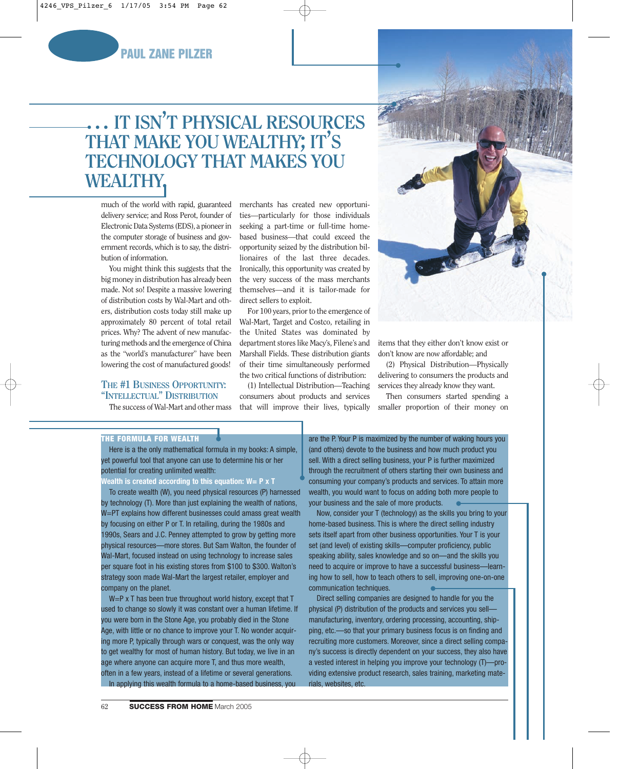# . . . IT ISN'T PHYSICAL RESOURCES THAT MAKE YOU WEALTHY; IT'S TECHNOLOGY THAT MAKES YOU WEALTHY.

much of the world with rapid, guaranteed delivery service; and Ross Perot, founder of Electronic Data Systems (EDS), a pioneer in the computer storage of business and government records, which is to say, the distribution of information.

You might think this suggests that the big money in distribution has already been made. Not so! Despite a massive lowering of distribution costs by Wal-Mart and others, distribution costs today still make up approximately 80 percent of total retail prices. Why? The advent of new manufacturing methods and the emergence of China as the "world's manufacturer" have been lowering the cost of manufactured goods!

## The #1 Business Opportunity: "Intellectual" Distribution

The success of Wal-Mart and other mass merchants has created new opportunities—particularly for those individuals seeking a part-time or full-time home-based business—that could exceed the opportunity seized by the distribution billionaires of the last three decades. Ironically, this opportunity was created by the very success of the mass merchants themselves—and it is tailor-made for direct sellers to exploit.

For 100 years, prior to the emergence of Wal-Mart, Target and Costco, retailing in the United States was dominated by department stores like Macy's, Filene's and Marshall Fields. These distribution giants of their time simultaneously performed the two critical functions of distribution:

(1) Intellectual Distribution—Teaching consumers about products and services that will improve their lives, typically items that they either don't know exist or don't know are now affordable; and

(2) Physical Distribution—Physically delivering to consumers the products and services they already know they want.

Then consumers started spending a smaller proportion of their money on

### THE FORMULA FOR WEALTH

Here is a the only mathematical formula in my books: A simple, yet powerful tool that anyone can use to determine his or her potential for creating unlimited wealth:

**Wealth is created according to this equation: W= P x T**

To create wealth (W), you need physical resources (P) harnessed by technology (T). More than just explaining the wealth of nations, W=PT explains how different businesses could amass great wealth by focusing on either P or T. In retailing, during the 1980s and 1990s, Sears and J.C. Penney attempted to grow by getting more physical resources—more stores. But Sam Walton, the founder of Wal-Mart, focused instead on using technology to increase sales per square foot in his existing stores from $100 to $300. Walton's strategy soon made Wal-Mart the largest retailer, employer and company on the planet.

W=P x T has been true throughout world history, except that T used to change so slowly it was constant over a human lifetime. If you were born in the Stone Age, you probably died in the Stone Age, with little or no chance to improve your T. No wonder acquiring more P, typically through wars or conquest, was the only way to get wealthy for most of human history. But today, we live in an age where anyone can acquire more T, and thus more wealth, often in a few years, instead of a lifetime or several generations.

In applying this wealth formula to a home-based business, you are the P. Your P is maximized by the number of waking hours you (and others) devote to the business and how much product you sell. With a direct selling business, your P is further maximized through the recruitment of others starting their own business and consuming your company's products and services. To attain more wealth, you would want to focus on adding both more people to your business and the sale of more products.

Now, consider your T (technology) as the skills you bring to your home-based business. This is where the direct selling industry sets itself apart from other business opportunities. Your T is your set (and level) of existing skills—computer proficiency, public speaking ability, sales knowledge and so on—and the skills you need to acquire or improve to have a successful business—learning how to sell, how to teach others to sell, improving one-on-one communication techniques.

Direct selling companies are designed to handle for you the physical (P) distribution of the products and services you sell—manufacturing, inventory, ordering processing, accounting, shipping, etc.—so that your primary business focus is on finding and recruiting more customers. Moreover, since a direct selling company's success is directly dependent on your success, they also have a vested interest in helping you improve your technology (T)—providing extensive product research, sales training, marketing materials, websites, etc.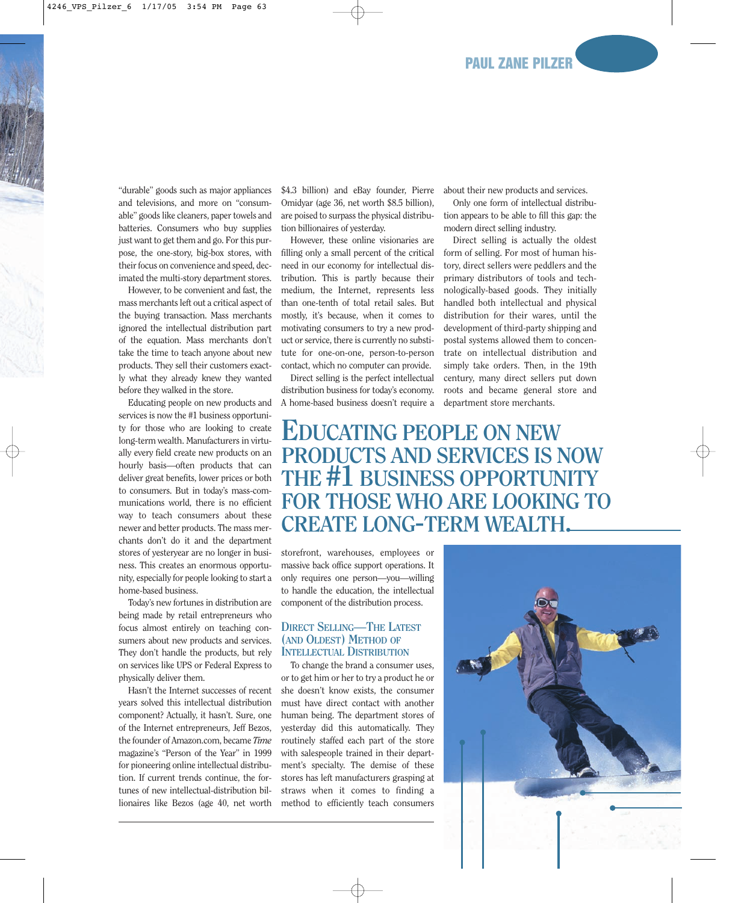"durable" goods such as major appliances and televisions, and more on "consumable" goods like cleaners, paper towels and batteries. Consumers who buy supplies just want to get them and go. For this purpose, the one-story, big-box stores, with their focus on convenience and speed, decimated the multi-story department stores.

However, to be convenient and fast, the mass merchants left out a critical aspect of the buying transaction. Mass merchants ignored the intellectual distribution part of the equation. Mass merchants don't take the time to teach anyone about new products. They sell their customers exactly what they already knew they wanted before they walked in the store.

Educating people on new products and services is now the #1 business opportunity for those who are looking to create long-term wealth. Manufacturers in virtually every field create new products on an hourly basis—often products that can deliver great benefits, lower prices or both to consumers. But in today's mass-communications world, there is no efficient way to teach consumers about these newer and better products. The mass merchants don't do it and the department stores of yesteryear are no longer in business. This creates an enormous opportunity, especially for people looking to start a home-based business.

Today's new fortunes in distribution are being made by retail entrepreneurs who focus almost entirely on teaching consumers about new products and services. They don't handle the products, but rely on services like UPS or Federal Express to physically deliver them.

Hasn't the Internet successes of recent years solved this intellectual distribution component? Actually, it hasn't. Sure, one of the Internet entrepreneurs, Jeff Bezos, the founder of Amazon.com, became *Time* magazine's "Person of the Year" in 1999 for pioneering online intellectual distribution. If current trends continue, the fortunes of new intellectual-distribution billionaires like Bezos (age 40, net worth $4.3 billion) and eBay founder, Pierre Omidyar (age 36, net worth $8.5 billion), are poised to surpass the physical distribution billionaires of yesterday.

However, these online visionaries are filling only a small percent of the critical need in our economy for intellectual distribution. This is partly because their medium, the Internet, represents less than one-tenth of total retail sales. But mostly, it's because, when it comes to motivating consumers to try a new product or service, there is currently no substitute for one-on-one, person-to-person contact, which no computer can provide.

Direct selling is the perfect intellectual distribution business for today's economy. A home-based business doesn't require a storefront, warehouses, employees or massive back office support operations. It only requires one person—you—willing to handle the education, the intellectual component of the distribution process.

**EDUCATING PEOPLE ON NEW PRODUCTS AND SERVICES IS NOW THE #1 BUSINESS OPPORTUNITY FOR THOSE WHO ARE LOOKING TO CREATE LONG-TERM WEALTH.**

## Direct Selling—The Latest (and Oldest) Method of Intellectual Distribution

To change the brand a consumer uses, or to get him or her to try a product he or she doesn't know exists, the consumer must have direct contact with another human being. The department stores of yesterday did this automatically. They routinely staffed each part of the store with salespeople trained in their department's specialty. The demise of these stores has left manufacturers grasping at straws when it comes to finding a method to efficiently teach consumers about their new products and services.

Only one form of intellectual distribution appears to be able to fill this gap: the modern direct selling industry.

Direct selling is actually the oldest form of selling. For most of human history, direct sellers were peddlers and the primary distributors of tools and technologically-based goods. They initially handled both intellectual and physical distribution for their wares, until the development of third-party shipping and postal systems allowed them to concentrate on intellectual distribution and simply take orders. Then, in the 19th century, many direct sellers put down roots and became general store and department store merchants.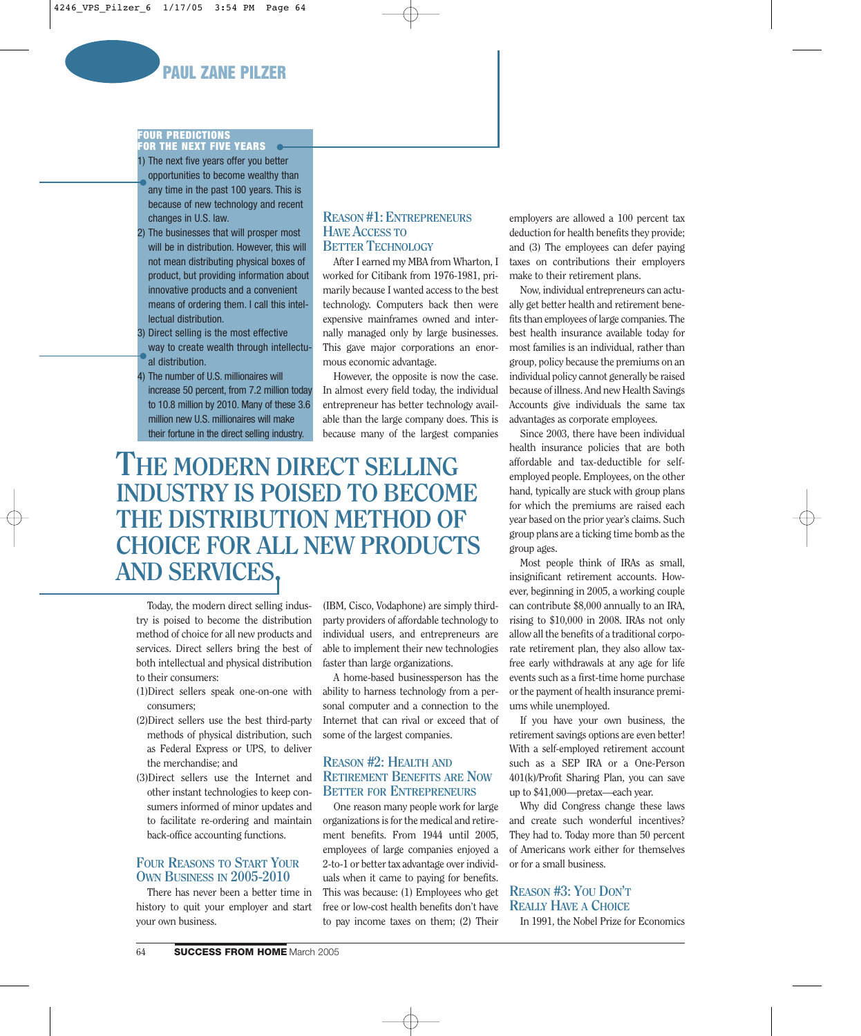**FOUR PREDICTIONS FOR THE NEXT FIVE YEARS**

1) The next five years offer you better opportunities to become wealthy than any time in the past 100 years. This is because of new technology and recent changes in U.S. law.
2) The businesses that will prosper most will be in distribution. However, this will not mean distributing physical boxes of product, but providing information about innovative products and a convenient means of ordering them. I call this intellectual distribution.
3) Direct selling is the most effective way to create wealth through intellectual distribution.
4) The number of U.S. millionaires will increase 50 percent, from 7.2 million today to 10.8 million by 2010. Many of these 3.6 million new U.S. millionaires will make their fortune in the direct selling industry.

# THE MODERN DIRECT SELLING INDUSTRY IS POISED TO BECOME THE DISTRIBUTION METHOD OF CHOICE FOR ALL NEW PRODUCTS AND SERVICES.

Today, the modern direct selling industry is poised to become the distribution method of choice for all new products and services. Direct sellers bring the best of both intellectual and physical distribution to their consumers:

(1)Direct sellers speak one-on-one with consumers;

(2)Direct sellers use the best third-party methods of physical distribution, such as Federal Express or UPS, to deliver the merchandise; and

(3)Direct sellers use the Internet and other instant technologies to keep consumers informed of minor updates and to facilitate re-ordering and maintain back-office accounting functions.

## Four Reasons to Start Your Own Business in 2005-2010

There has never been a better time in history to quit your employer and start your own business.

### Reason #1: Entrepreneurs Have Access to Better Technology

After I earned my MBA from Wharton, I worked for Citibank from 1976-1981, primarily because I wanted access to the best technology. Computers back then were expensive mainframes owned and internally managed only by large businesses. This gave major corporations an enormous economic advantage.

However, the opposite is now the case. In almost every field today, the individual entrepreneur has better technology available than the large company does. This is because many of the largest companies (IBM, Cisco, Vodaphone) are simply third-party providers of affordable technology to individual users, and entrepreneurs are able to implement their new technologies faster than large organizations.

A home-based businessperson has the ability to harness technology from a personal computer and a connection to the Internet that can rival or exceed that of some of the largest companies.

### Reason #2: Health and Retirement Benefits are Now Better for Entrepreneurs

One reason many people work for large organizations is for the medical and retirement benefits. From 1944 until 2005, employees of large companies enjoyed a 2-to-1 or better tax advantage over individuals when it came to paying for benefits. This was because: (1) Employees who get free or low-cost health benefits don't have to pay income taxes on them; (2) Their employers are allowed a 100 percent tax deduction for health benefits they provide; and (3) The employees can defer paying taxes on contributions their employers make to their retirement plans.

Now, individual entrepreneurs can actually get better health and retirement benefits than employees of large companies. The best health insurance available today for most families is an individual, rather than group, policy because the premiums on an individual policy cannot generally be raised because of illness. And new Health Savings Accounts give individuals the same tax advantages as corporate employees.

Since 2003, there have been individual health insurance policies that are both affordable and tax-deductible for self-employed people. Employees, on the other hand, typically are stuck with group plans for which the premiums are raised each year based on the prior year's claims. Such group plans are a ticking time bomb as the group ages.

Most people think of IRAs as small, insignificant retirement accounts. However, beginning in 2005, a working couple can contribute $8,000 annually to an IRA, rising to $10,000 in 2008. IRAs not only allow all the benefits of a traditional corporate retirement plan, they also allow tax-free early withdrawals at any age for life events such as a first-time home purchase or the payment of health insurance premiums while unemployed.

If you have your own business, the retirement savings options are even better! With a self-employed retirement account such as a SEP IRA or a One-Person 401(k)/Profit Sharing Plan, you can save up to $41,000—pretax—each year.

Why did Congress change these laws and create such wonderful incentives? They had to. Today more than 50 percent of Americans work either for themselves or for a small business.

### Reason #3: You Don't Really Have a Choice

In 1991, the Nobel Prize for Economics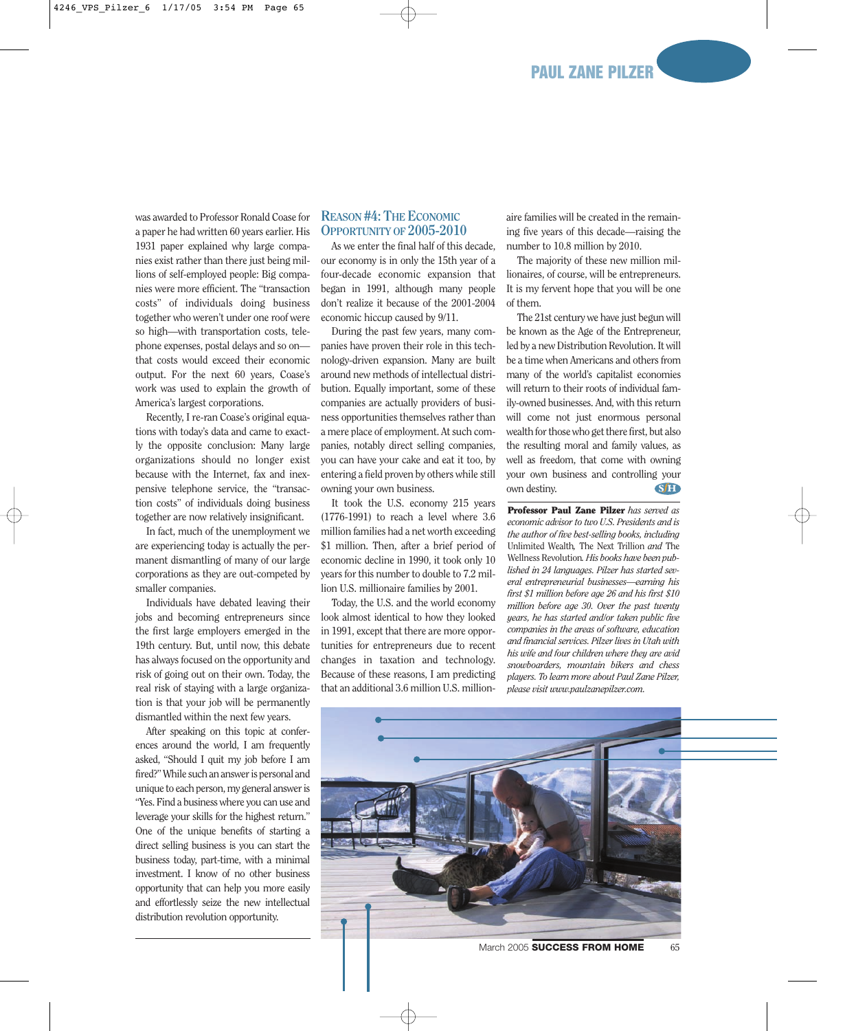was awarded to Professor Ronald Coase for a paper he had written 60 years earlier. His 1931 paper explained why large companies exist rather than there just being millions of self-employed people: Big companies were more efficient. The "transaction costs" of individuals doing business together who weren't under one roof were so high—with transportation costs, telephone expenses, postal delays and so on—that costs would exceed their economic output. For the next 60 years, Coase's work was used to explain the growth of America's largest corporations.

Recently, I re-ran Coase's original equations with today's data and came to exactly the opposite conclusion: Many large organizations should no longer exist because with the Internet, fax and inexpensive telephone service, the "transaction costs" of individuals doing business together are now relatively insignificant.

In fact, much of the unemployment we are experiencing today is actually the permanent dismantling of many of our large corporations as they are out-competed by smaller companies.

Individuals have debated leaving their jobs and becoming entrepreneurs since the first large employers emerged in the 19th century. But, until now, this debate has always focused on the opportunity and risk of going out on their own. Today, the real risk of staying with a large organization is that your job will be permanently dismantled within the next few years.

After speaking on this topic at conferences around the world, I am frequently asked, "Should I quit my job before I am fired?" While such an answer is personal and unique to each person, my general answer is "Yes. Find a business where you can use and leverage your skills for the highest return." One of the unique benefits of starting a direct selling business is you can start the business today, part-time, with a minimal investment. I know of no other business opportunity that can help you more easily and effortlessly seize the new intellectual distribution revolution opportunity.

## Reason #4: The Economic Opportunity of 2005-2010

As we enter the final half of this decade, our economy is in only the 15th year of a four-decade economic expansion that began in 1991, although many people don't realize it because of the 2001-2004 economic hiccup caused by 9/11.

During the past few years, many companies have proven their role in this technology-driven expansion. Many are built around new methods of intellectual distribution. Equally important, some of these companies are actually providers of business opportunities themselves rather than a mere place of employment. At such companies, notably direct selling companies, you can have your cake and eat it too, by entering a field proven by others while still owning your own business.

It took the U.S. economy 215 years (1776-1991) to reach a level where 3.6 million families had a net worth exceeding $1 million. Then, after a brief period of economic decline in 1990, it took only 10 years for this number to double to 7.2 million U.S. millionaire families by 2001.

Today, the U.S. and the world economy look almost identical to how they looked in 1991, except that there are more opportunities for entrepreneurs due to recent changes in taxation and technology. Because of these reasons, I am predicting that an additional 3.6 million U.S. millionaire families will be created in the remaining five years of this decade—raising the number to 10.8 million by 2010.

The majority of these new million millionaires, of course, will be entrepreneurs. It is my fervent hope that you will be one of them.

The 21st century we have just begun will be known as the Age of the Entrepreneur, led by a new Distribution Revolution. It will be a time when Americans and others from many of the world's capitalist economies will return to their roots of individual family-owned businesses. And, with this return will come not just enormous personal wealth for those who get there first, but also the resulting moral and family values, as well as freedom, that come with owning your own business and controlling your own destiny.

**Professor Paul Zane Pilzer** *has served as economic advisor to two U.S. Presidents and is the author of five best-selling books, including* Unlimited Wealth, The Next Trillion *and* The Wellness Revolution. *His books have been published in 24 languages. Pilzer has started several entrepreneurial businesses—earning his first $1 million before age 26 and his first $10 million before age 30. Over the past twenty years, he has started and/or taken public five companies in the areas of software, education and financial services. Pilzer lives in Utah with his wife and four children where they are avid snowboarders, mountain bikers and chess players. To learn more about Paul Zane Pilzer, please visit www.paulzanepilzer.com.*